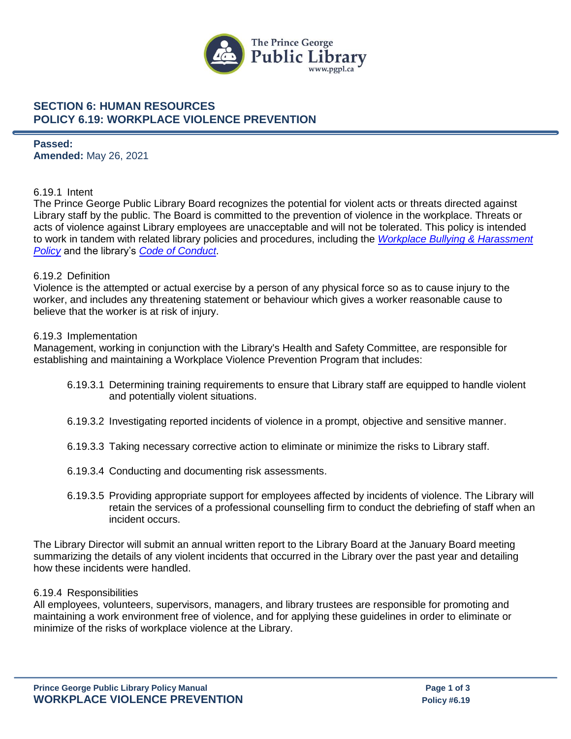# SECTION 6: HUMAN RESOURCES
# POLICY 6.19: WORKPLACE VIOLENCE PREVENTION

**Passed:**
**Amended:** May 26, 2021

6.19.1 Intent
The Prince George Public Library Board recognizes the potential for violent acts or threats directed against Library staff by the public. The Board is committed to the prevention of violence in the workplace. Threats or acts of violence against Library employees are unacceptable and will not be tolerated. This policy is intended to work in tandem with related library policies and procedures, including the *Workplace Bullying & Harassment Policy* and the library's *Code of Conduct*.

6.19.2 Definition
Violence is the attempted or actual exercise by a person of any physical force so as to cause injury to the worker, and includes any threatening statement or behaviour which gives a worker reasonable cause to believe that the worker is at risk of injury.

6.19.3 Implementation
Management, working in conjunction with the Library's Health and Safety Committee, are responsible for establishing and maintaining a Workplace Violence Prevention Program that includes:

6.19.3.1 Determining training requirements to ensure that Library staff are equipped to handle violent and potentially violent situations.

6.19.3.2 Investigating reported incidents of violence in a prompt, objective and sensitive manner.

6.19.3.3 Taking necessary corrective action to eliminate or minimize the risks to Library staff.

6.19.3.4 Conducting and documenting risk assessments.

6.19.3.5 Providing appropriate support for employees affected by incidents of violence. The Library will retain the services of a professional counselling firm to conduct the debriefing of staff when an incident occurs.

The Library Director will submit an annual written report to the Library Board at the January Board meeting summarizing the details of any violent incidents that occurred in the Library over the past year and detailing how these incidents were handled.

6.19.4 Responsibilities
All employees, volunteers, supervisors, managers, and library trustees are responsible for promoting and maintaining a work environment free of violence, and for applying these guidelines in order to eliminate or minimize of the risks of workplace violence at the Library.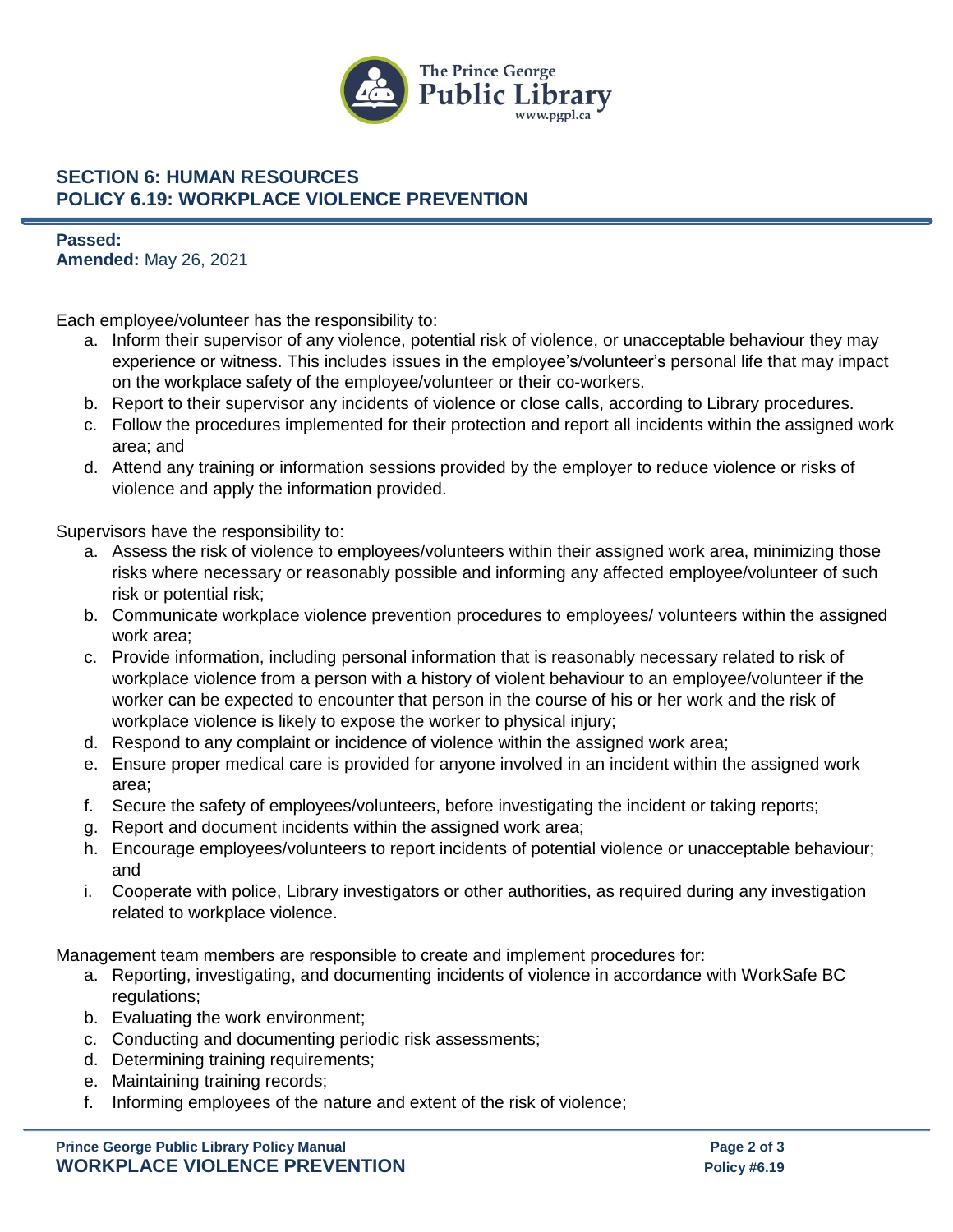## SECTION 6: HUMAN RESOURCES
## POLICY 6.19: WORKPLACE VIOLENCE PREVENTION

**Passed:**
**Amended:** May 26, 2021

Each employee/volunteer has the responsibility to:

a. Inform their supervisor of any violence, potential risk of violence, or unacceptable behaviour they may experience or witness. This includes issues in the employee's/volunteer's personal life that may impact on the workplace safety of the employee/volunteer or their co-workers.
b. Report to their supervisor any incidents of violence or close calls, according to Library procedures.
c. Follow the procedures implemented for their protection and report all incidents within the assigned work area; and
d. Attend any training or information sessions provided by the employer to reduce violence or risks of violence and apply the information provided.

Supervisors have the responsibility to:

a. Assess the risk of violence to employees/volunteers within their assigned work area, minimizing those risks where necessary or reasonably possible and informing any affected employee/volunteer of such risk or potential risk;
b. Communicate workplace violence prevention procedures to employees/ volunteers within the assigned work area;
c. Provide information, including personal information that is reasonably necessary related to risk of workplace violence from a person with a history of violent behaviour to an employee/volunteer if the worker can be expected to encounter that person in the course of his or her work and the risk of workplace violence is likely to expose the worker to physical injury;
d. Respond to any complaint or incidence of violence within the assigned work area;
e. Ensure proper medical care is provided for anyone involved in an incident within the assigned work area;
f. Secure the safety of employees/volunteers, before investigating the incident or taking reports;
g. Report and document incidents within the assigned work area;
h. Encourage employees/volunteers to report incidents of potential violence or unacceptable behaviour; and
i. Cooperate with police, Library investigators or other authorities, as required during any investigation related to workplace violence.

Management team members are responsible to create and implement procedures for:

a. Reporting, investigating, and documenting incidents of violence in accordance with WorkSafe BC regulations;
b. Evaluating the work environment;
c. Conducting and documenting periodic risk assessments;
d. Determining training requirements;
e. Maintaining training records;
f. Informing employees of the nature and extent of the risk of violence;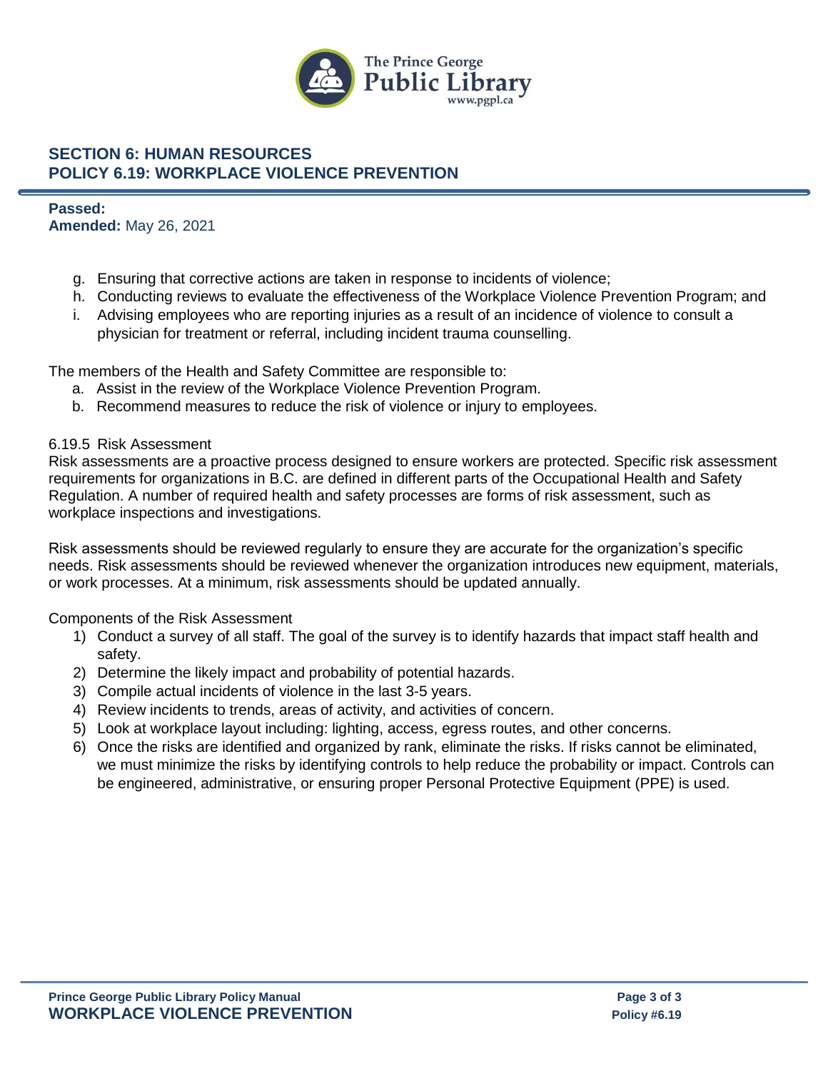## SECTION 6: HUMAN RESOURCES
## POLICY 6.19: WORKPLACE VIOLENCE PREVENTION

**Passed:**
**Amended:** May 26, 2021

g. Ensuring that corrective actions are taken in response to incidents of violence;
h. Conducting reviews to evaluate the effectiveness of the Workplace Violence Prevention Program; and
i. Advising employees who are reporting injuries as a result of an incidence of violence to consult a physician for treatment or referral, including incident trauma counselling.

The members of the Health and Safety Committee are responsible to:

a. Assist in the review of the Workplace Violence Prevention Program.
b. Recommend measures to reduce the risk of violence or injury to employees.

6.19.5 Risk Assessment

Risk assessments are a proactive process designed to ensure workers are protected. Specific risk assessment requirements for organizations in B.C. are defined in different parts of the Occupational Health and Safety Regulation. A number of required health and safety processes are forms of risk assessment, such as workplace inspections and investigations.

Risk assessments should be reviewed regularly to ensure they are accurate for the organization's specific needs. Risk assessments should be reviewed whenever the organization introduces new equipment, materials, or work processes. At a minimum, risk assessments should be updated annually.

Components of the Risk Assessment

1) Conduct a survey of all staff. The goal of the survey is to identify hazards that impact staff health and safety.
2) Determine the likely impact and probability of potential hazards.
3) Compile actual incidents of violence in the last 3-5 years.
4) Review incidents to trends, areas of activity, and activities of concern.
5) Look at workplace layout including: lighting, access, egress routes, and other concerns.
6) Once the risks are identified and organized by rank, eliminate the risks. If risks cannot be eliminated, we must minimize the risks by identifying controls to help reduce the probability or impact. Controls can be engineered, administrative, or ensuring proper Personal Protective Equipment (PPE) is used.